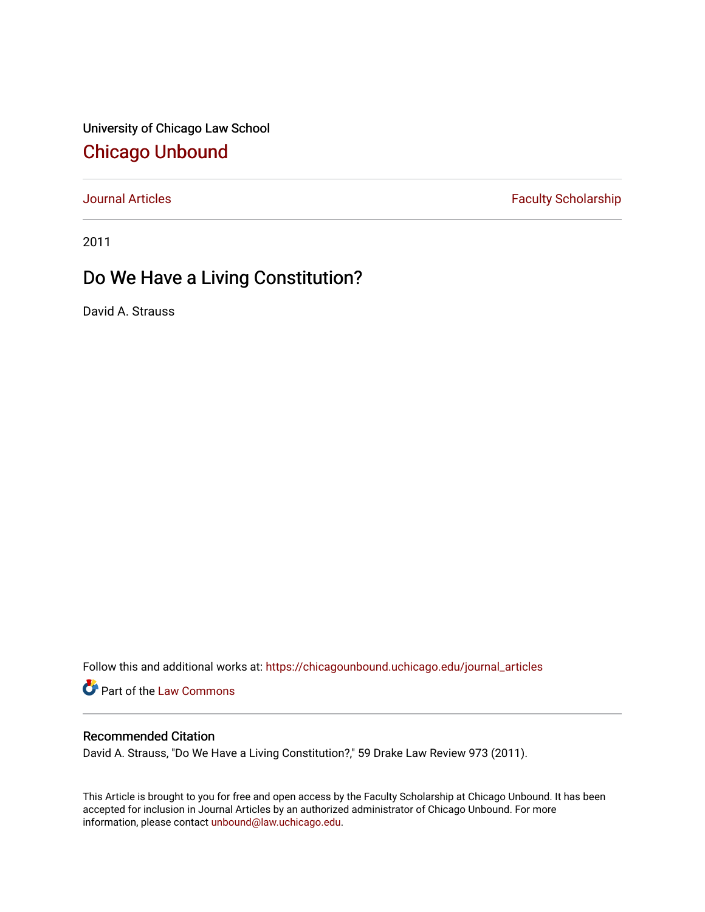University of Chicago Law School

# Chicago Unbound

Journal Articles | Faculty Scholarship

2011

## Do We Have a Living Constitution?

David A. Strauss

Follow this and additional works at: https://chicagounbound.uchicago.edu/journal_articles

Part of the Law Commons

### Recommended Citation

David A. Strauss, "Do We Have a Living Constitution?," 59 Drake Law Review 973 (2011).

This Article is brought to you for free and open access by the Faculty Scholarship at Chicago Unbound. It has been accepted for inclusion in Journal Articles by an authorized administrator of Chicago Unbound. For more information, please contact unbound@law.uchicago.edu.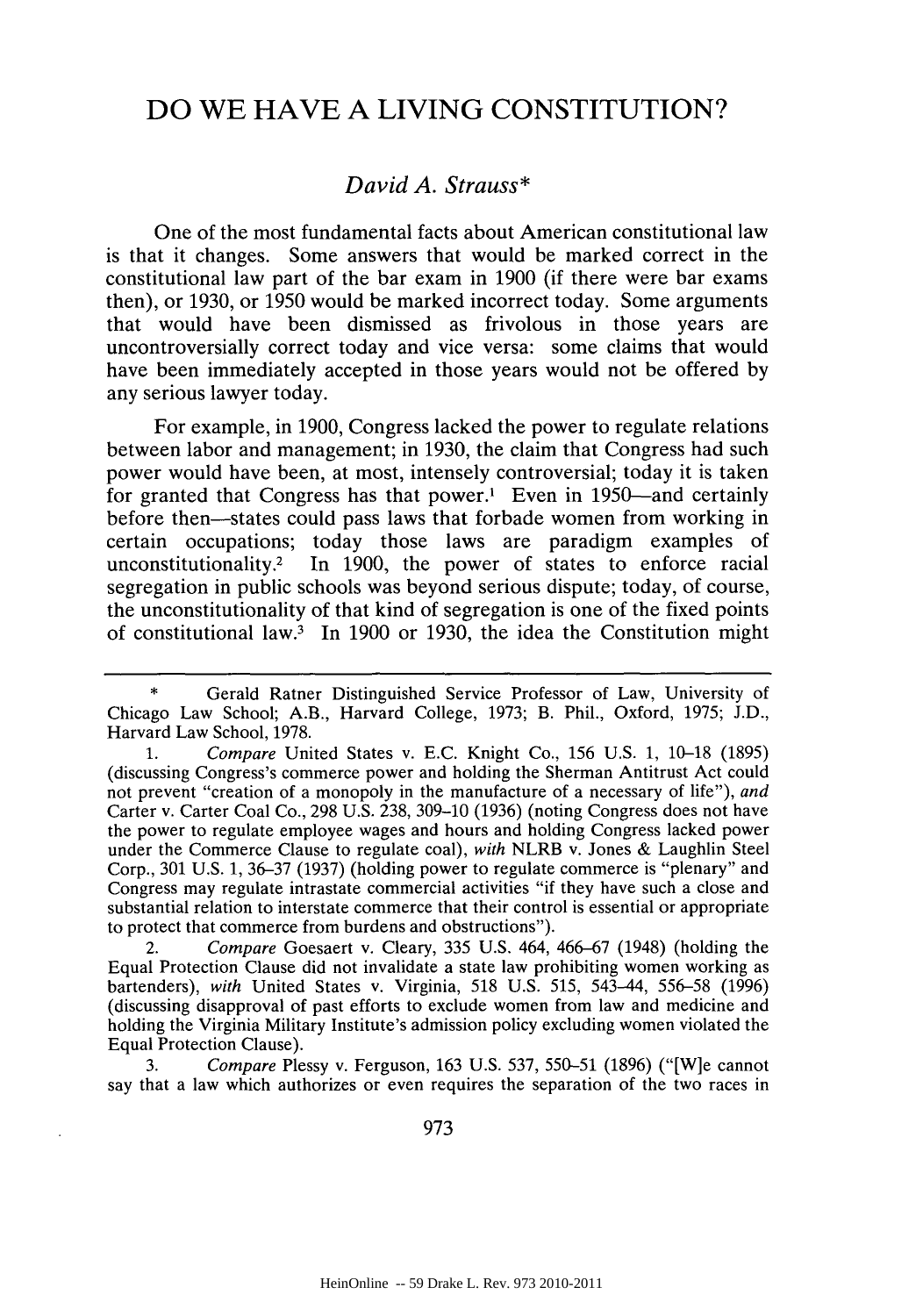# DO WE HAVE A LIVING CONSTITUTION?

*David A. Strauss**

One of the most fundamental facts about American constitutional law is that it changes. Some answers that would be marked correct in the constitutional law part of the bar exam in 1900 (if there were bar exams then), or 1930, or 1950 would be marked incorrect today. Some arguments that would have been dismissed as frivolous in those years are uncontroversially correct today and vice versa: some claims that would have been immediately accepted in those years would not be offered by any serious lawyer today.

For example, in 1900, Congress lacked the power to regulate relations between labor and management; in 1930, the claim that Congress had such power would have been, at most, intensely controversial; today it is taken for granted that Congress has that power.[1] Even in 1950—and certainly before then—states could pass laws that forbade women from working in certain occupations; today those laws are paradigm examples of unconstitutionality.[2] In 1900, the power of states to enforce racial segregation in public schools was beyond serious dispute; today, of course, the unconstitutionality of that kind of segregation is one of the fixed points of constitutional law.[3] In 1900 or 1930, the idea the Constitution might

---

\* Gerald Ratner Distinguished Service Professor of Law, University of Chicago Law School; A.B., Harvard College, 1973; B. Phil., Oxford, 1975; J.D., Harvard Law School, 1978.

1. *Compare* United States v. E.C. Knight Co., 156 U.S. 1, 10–18 (1895) (discussing Congress's commerce power and holding the Sherman Antitrust Act could not prevent "creation of a monopoly in the manufacture of a necessary of life"), *and* Carter v. Carter Coal Co., 298 U.S. 238, 309–10 (1936) (noting Congress does not have the power to regulate employee wages and hours and holding Congress lacked power under the Commerce Clause to regulate coal), *with* NLRB v. Jones & Laughlin Steel Corp., 301 U.S. 1, 36–37 (1937) (holding power to regulate commerce is "plenary" and Congress may regulate intrastate commercial activities "if they have such a close and substantial relation to interstate commerce that their control is essential or appropriate to protect that commerce from burdens and obstructions").

2. *Compare* Goesaert v. Cleary, 335 U.S. 464, 466–67 (1948) (holding the Equal Protection Clause did not invalidate a state law prohibiting women working as bartenders), *with* United States v. Virginia, 518 U.S. 515, 543–44, 556–58 (1996) (discussing disapproval of past efforts to exclude women from law and medicine and holding the Virginia Military Institute's admission policy excluding women violated the Equal Protection Clause).

3. *Compare* Plessy v. Ferguson, 163 U.S. 537, 550–51 (1896) ("[W]e cannot say that a law which authorizes or even requires the separation of the two races in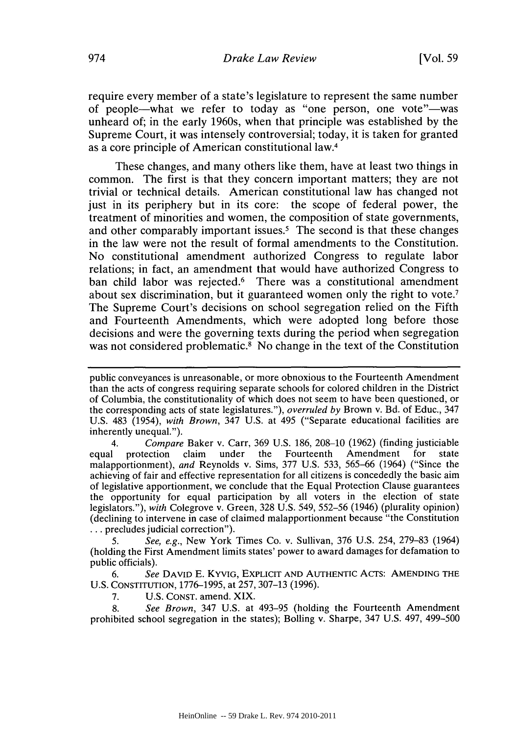require every member of a state's legislature to represent the same number of people—what we refer to today as "one person, one vote"—was unheard of; in the early 1960s, when that principle was established by the Supreme Court, it was intensely controversial; today, it is taken for granted as a core principle of American constitutional law.[4]

These changes, and many others like them, have at least two things in common. The first is that they concern important matters; they are not trivial or technical details. American constitutional law has changed not just in its periphery but in its core: the scope of federal power, the treatment of minorities and women, the composition of state governments, and other comparably important issues.[5] The second is that these changes in the law were not the result of formal amendments to the Constitution. No constitutional amendment authorized Congress to regulate labor relations; in fact, an amendment that would have authorized Congress to ban child labor was rejected.[6] There was a constitutional amendment about sex discrimination, but it guaranteed women only the right to vote.[7] The Supreme Court's decisions on school segregation relied on the Fifth and Fourteenth Amendments, which were adopted long before those decisions and were the governing texts during the period when segregation was not considered problematic.[8] No change in the text of the Constitution

---

public conveyances is unreasonable, or more obnoxious to the Fourteenth Amendment than the acts of congress requiring separate schools for colored children in the District of Columbia, the constitutionality of which does not seem to have been questioned, or the corresponding acts of state legislatures."), *overruled by* Brown v. Bd. of Educ., 347 U.S. 483 (1954), *with Brown*, 347 U.S. at 495 ("Separate educational facilities are inherently unequal.").

4. *Compare* Baker v. Carr, 369 U.S. 186, 208–10 (1962) (finding justiciable equal protection claim under the Fourteenth Amendment for state malapportionment), *and* Reynolds v. Sims, 377 U.S. 533, 565–66 (1964) ("Since the achieving of fair and effective representation for all citizens is concededly the basic aim of legislative apportionment, we conclude that the Equal Protection Clause guarantees the opportunity for equal participation by all voters in the election of state legislators."), *with* Colegrove v. Green, 328 U.S. 549, 552–56 (1946) (plurality opinion) (declining to intervene in case of claimed malapportionment because "the Constitution . . . precludes judicial correction").

5. *See, e.g.*, New York Times Co. v. Sullivan, 376 U.S. 254, 279–83 (1964) (holding the First Amendment limits states' power to award damages for defamation to public officials).

6. *See* DAVID E. KYVIG, EXPLICIT AND AUTHENTIC ACTS: AMENDING THE U.S. CONSTITUTION, 1776–1995, at 257, 307–13 (1996).

7. U.S. CONST. amend. XIX.

8. *See Brown*, 347 U.S. at 493–95 (holding the Fourteenth Amendment prohibited school segregation in the states); Bolling v. Sharpe, 347 U.S. 497, 499–500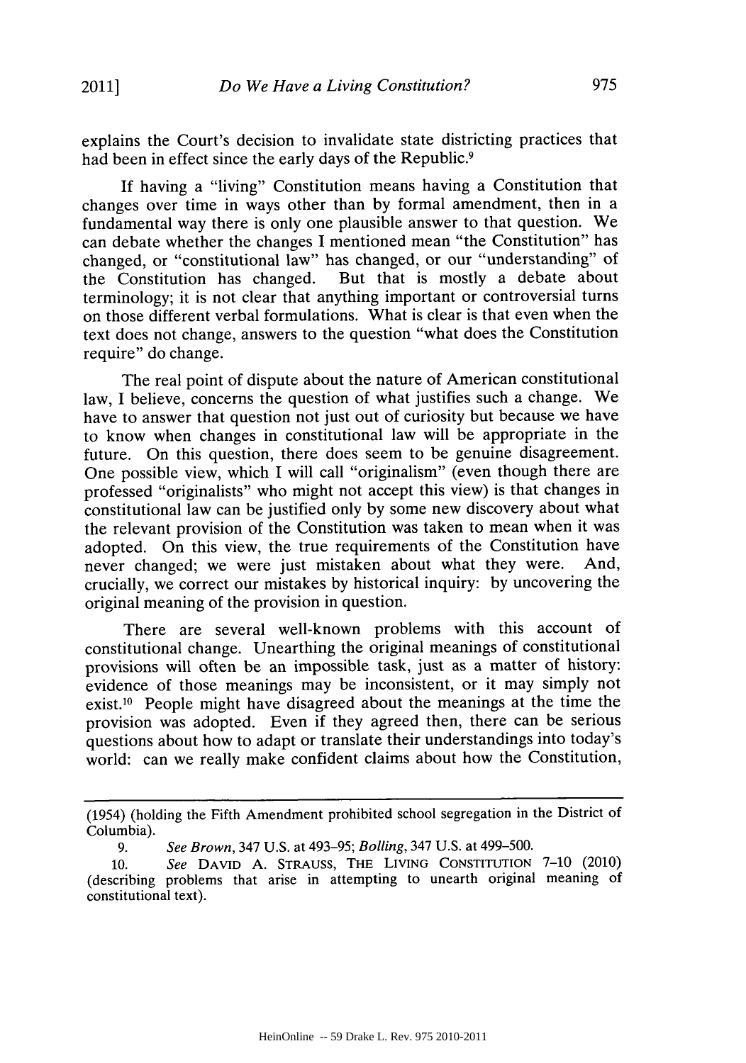explains the Court's decision to invalidate state districting practices that had been in effect since the early days of the Republic.[9]

If having a "living" Constitution means having a Constitution that changes over time in ways other than by formal amendment, then in a fundamental way there is only one plausible answer to that question. We can debate whether the changes I mentioned mean "the Constitution" has changed, or "constitutional law" has changed, or our "understanding" of the Constitution has changed. But that is mostly a debate about terminology; it is not clear that anything important or controversial turns on those different verbal formulations. What is clear is that even when the text does not change, answers to the question "what does the Constitution require" do change.

The real point of dispute about the nature of American constitutional law, I believe, concerns the question of what justifies such a change. We have to answer that question not just out of curiosity but because we have to know when changes in constitutional law will be appropriate in the future. On this question, there does seem to be genuine disagreement. One possible view, which I will call "originalism" (even though there are professed "originalists" who might not accept this view) is that changes in constitutional law can be justified only by some new discovery about what the relevant provision of the Constitution was taken to mean when it was adopted. On this view, the true requirements of the Constitution have never changed; we were just mistaken about what they were. And, crucially, we correct our mistakes by historical inquiry: by uncovering the original meaning of the provision in question.

There are several well-known problems with this account of constitutional change. Unearthing the original meanings of constitutional provisions will often be an impossible task, just as a matter of history: evidence of those meanings may be inconsistent, or it may simply not exist.[10] People might have disagreed about the meanings at the time the provision was adopted. Even if they agreed then, there can be serious questions about how to adapt or translate their understandings into today's world: can we really make confident claims about how the Constitution,

---

(1954) (holding the Fifth Amendment prohibited school segregation in the District of Columbia).

9. *See Brown*, 347 U.S. at 493–95; *Bolling*, 347 U.S. at 499–500.

10. *See* DAVID A. STRAUSS, THE LIVING CONSTITUTION 7–10 (2010) (describing problems that arise in attempting to unearth original meaning of constitutional text).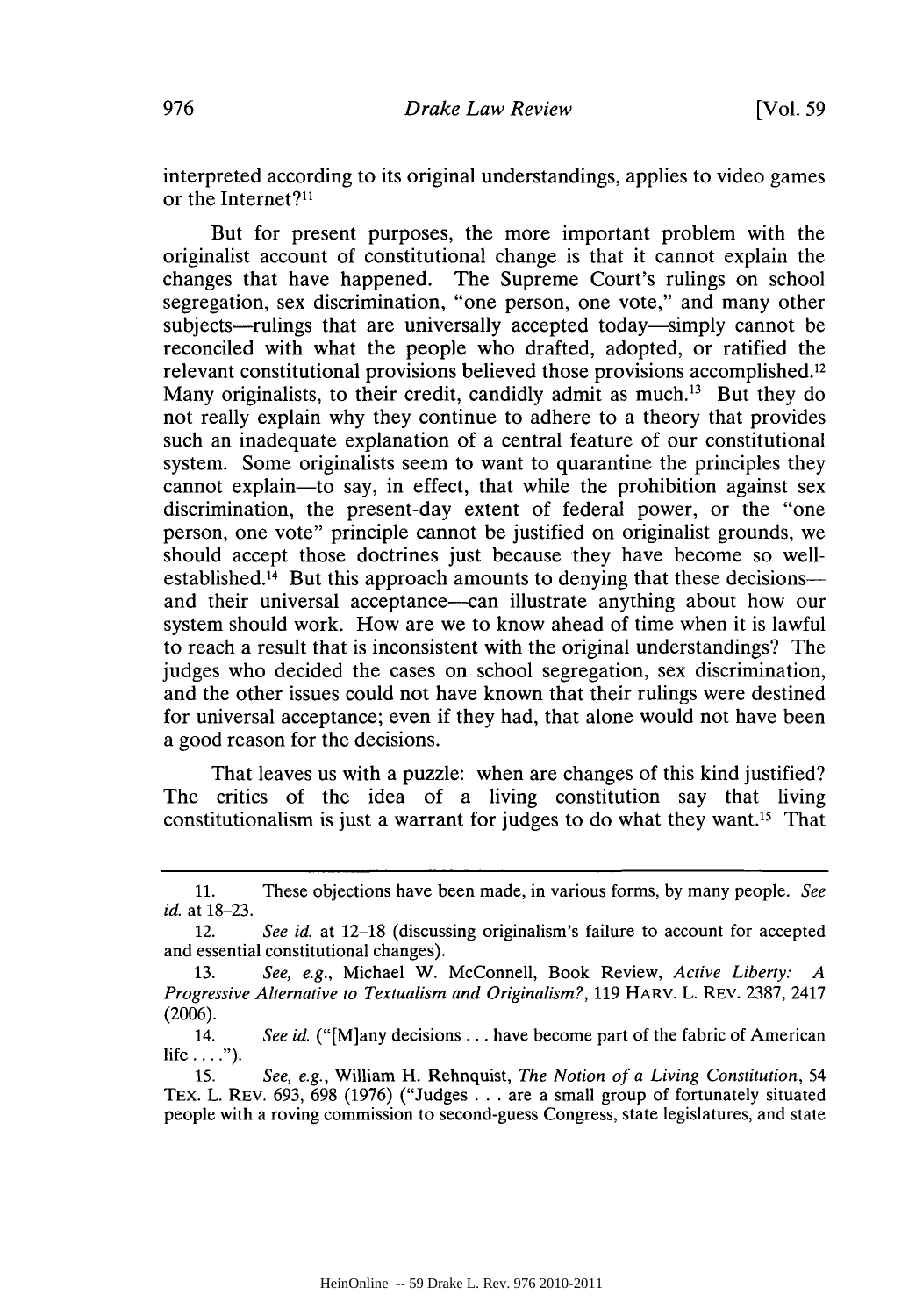interpreted according to its original understandings, applies to video games or the Internet?[11]

But for present purposes, the more important problem with the originalist account of constitutional change is that it cannot explain the changes that have happened. The Supreme Court's rulings on school segregation, sex discrimination, "one person, one vote," and many other subjects—rulings that are universally accepted today—simply cannot be reconciled with what the people who drafted, adopted, or ratified the relevant constitutional provisions believed those provisions accomplished.[12] Many originalists, to their credit, candidly admit as much.[13] But they do not really explain why they continue to adhere to a theory that provides such an inadequate explanation of a central feature of our constitutional system. Some originalists seem to want to quarantine the principles they cannot explain—to say, in effect, that while the prohibition against sex discrimination, the present-day extent of federal power, or the "one person, one vote" principle cannot be justified on originalist grounds, we should accept those doctrines just because they have become so well-established.[14] But this approach amounts to denying that these decisions—and their universal acceptance—can illustrate anything about how our system should work. How are we to know ahead of time when it is lawful to reach a result that is inconsistent with the original understandings? The judges who decided the cases on school segregation, sex discrimination, and the other issues could not have known that their rulings were destined for universal acceptance; even if they had, that alone would not have been a good reason for the decisions.

That leaves us with a puzzle: when are changes of this kind justified? The critics of the idea of a living constitution say that living constitutionalism is just a warrant for judges to do what they want.[15] That

---

11. These objections have been made, in various forms, by many people. *See id.* at 18–23.

12. *See id.* at 12–18 (discussing originalism's failure to account for accepted and essential constitutional changes).

13. *See, e.g.*, Michael W. McConnell, Book Review, *Active Liberty: A Progressive Alternative to Textualism and Originalism?*, 119 HARV. L. REV. 2387, 2417 (2006).

14. *See id.* ("[M]any decisions . . . have become part of the fabric of American life . . . .").

15. *See, e.g.*, William H. Rehnquist, *The Notion of a Living Constitution*, 54 TEX. L. REV. 693, 698 (1976) ("Judges . . . are a small group of fortunately situated people with a roving commission to second-guess Congress, state legislatures, and state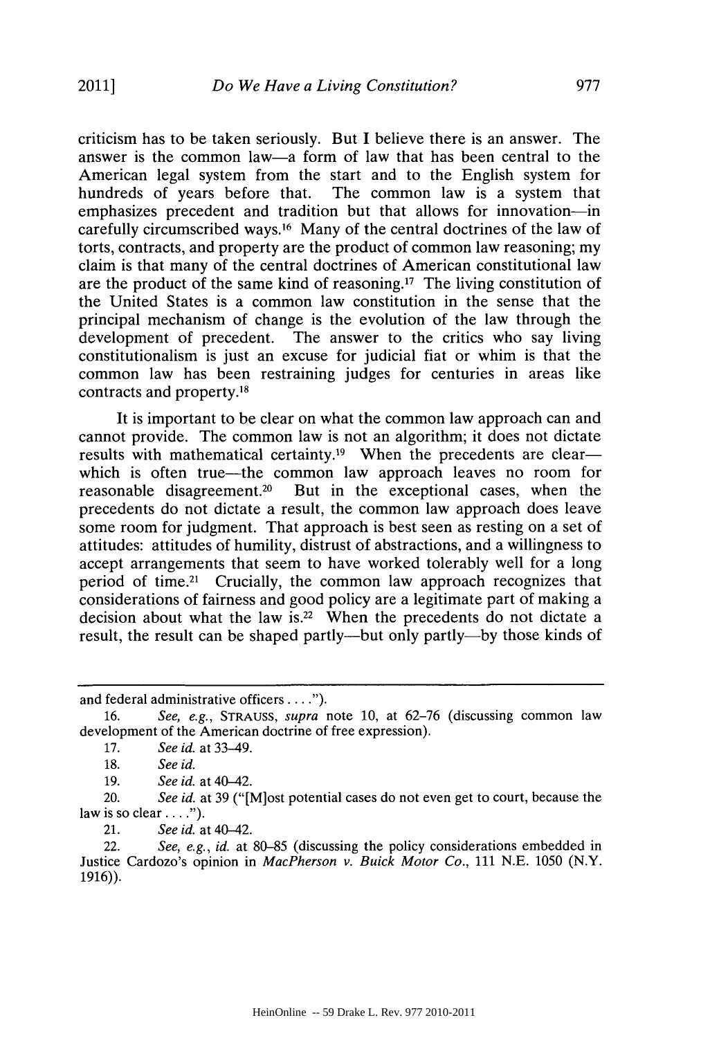criticism has to be taken seriously. But I believe there is an answer. The answer is the common law—a form of law that has been central to the American legal system from the start and to the English system for hundreds of years before that. The common law is a system that emphasizes precedent and tradition but that allows for innovation—in carefully circumscribed ways.[16] Many of the central doctrines of the law of torts, contracts, and property are the product of common law reasoning; my claim is that many of the central doctrines of American constitutional law are the product of the same kind of reasoning.[17] The living constitution of the United States is a common law constitution in the sense that the principal mechanism of change is the evolution of the law through the development of precedent. The answer to the critics who say living constitutionalism is just an excuse for judicial fiat or whim is that the common law has been restraining judges for centuries in areas like contracts and property.[18]

It is important to be clear on what the common law approach can and cannot provide. The common law is not an algorithm; it does not dictate results with mathematical certainty.[19] When the precedents are clear—which is often true—the common law approach leaves no room for reasonable disagreement.[20] But in the exceptional cases, when the precedents do not dictate a result, the common law approach does leave some room for judgment. That approach is best seen as resting on a set of attitudes: attitudes of humility, distrust of abstractions, and a willingness to accept arrangements that seem to have worked tolerably well for a long period of time.[21] Crucially, the common law approach recognizes that considerations of fairness and good policy are a legitimate part of making a decision about what the law is.[22] When the precedents do not dictate a result, the result can be shaped partly—but only partly—by those kinds of

---

and federal administrative officers . . . .").

16. *See, e.g.*, STRAUSS, *supra* note 10, at 62–76 (discussing common law development of the American doctrine of free expression).

17. *See id.* at 33–49.

18. *See id.*

19. *See id.* at 40–42.

20. *See id.* at 39 ("[M]ost potential cases do not even get to court, because the law is so clear . . . .").

21. *See id.* at 40–42.

22. *See, e.g.*, *id.* at 80–85 (discussing the policy considerations embedded in Justice Cardozo's opinion in *MacPherson v. Buick Motor Co.*, 111 N.E. 1050 (N.Y. 1916)).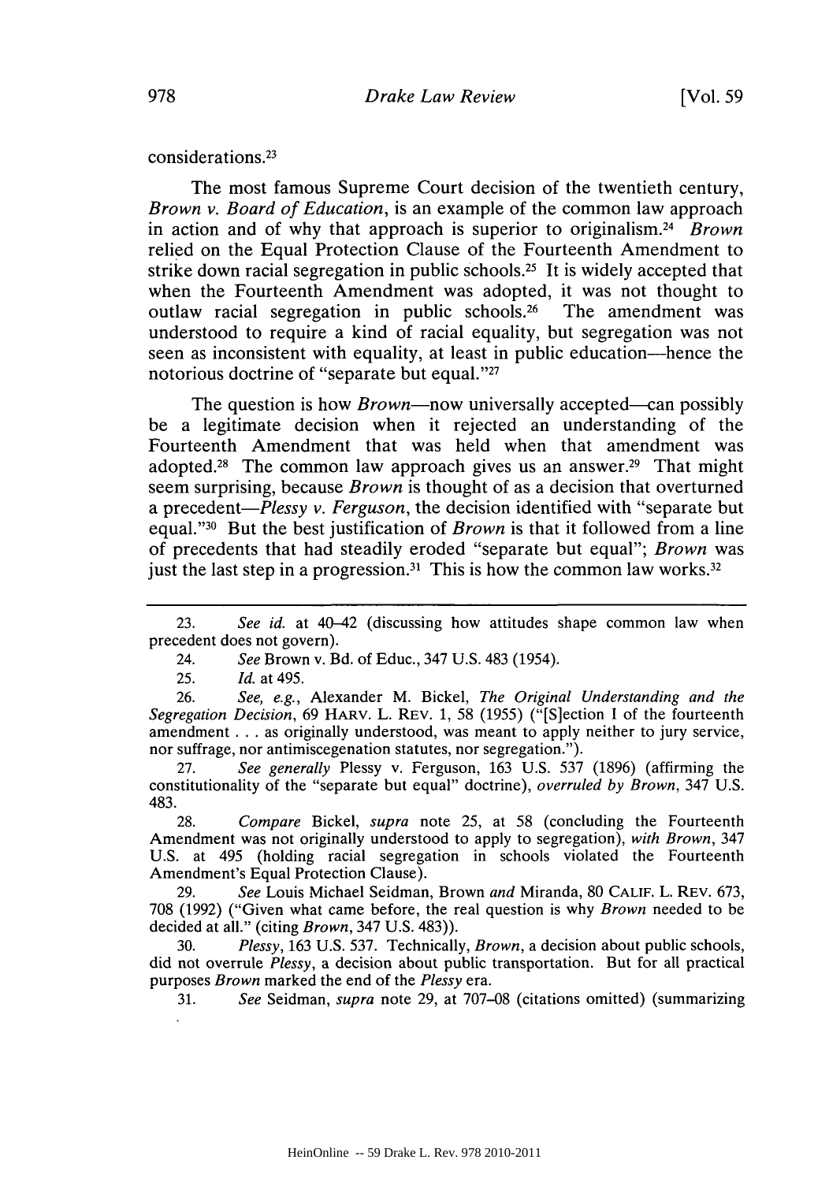considerations.[23]

The most famous Supreme Court decision of the twentieth century, *Brown v. Board of Education*, is an example of the common law approach in action and of why that approach is superior to originalism.[24] *Brown* relied on the Equal Protection Clause of the Fourteenth Amendment to strike down racial segregation in public schools.[25] It is widely accepted that when the Fourteenth Amendment was adopted, it was not thought to outlaw racial segregation in public schools.[26] The amendment was understood to require a kind of racial equality, but segregation was not seen as inconsistent with equality, at least in public education—hence the notorious doctrine of "separate but equal."[27]

The question is how *Brown*—now universally accepted—can possibly be a legitimate decision when it rejected an understanding of the Fourteenth Amendment that was held when that amendment was adopted.[28] The common law approach gives us an answer.[29] That might seem surprising, because *Brown* is thought of as a decision that overturned a precedent—*Plessy v. Ferguson*, the decision identified with "separate but equal."[30] But the best justification of *Brown* is that it followed from a line of precedents that had steadily eroded "separate but equal"; *Brown* was just the last step in a progression.[31] This is how the common law works.[32]

---

23. *See id.* at 40–42 (discussing how attitudes shape common law when precedent does not govern).

24. *See* Brown v. Bd. of Educ., 347 U.S. 483 (1954).

25. *Id.* at 495.

26. *See, e.g.*, Alexander M. Bickel, *The Original Understanding and the Segregation Decision*, 69 HARV. L. REV. 1, 58 (1955) ("[S]ection I of the fourteenth amendment . . . as originally understood, was meant to apply neither to jury service, nor suffrage, nor antimiscegenation statutes, nor segregation.").

27. *See generally* Plessy v. Ferguson, 163 U.S. 537 (1896) (affirming the constitutionality of the "separate but equal" doctrine), *overruled by Brown*, 347 U.S. 483.

28. *Compare* Bickel, *supra* note 25, at 58 (concluding the Fourteenth Amendment was not originally understood to apply to segregation), *with Brown*, 347 U.S. at 495 (holding racial segregation in schools violated the Fourteenth Amendment's Equal Protection Clause).

29. *See* Louis Michael Seidman, Brown *and* Miranda, 80 CALIF. L. REV. 673, 708 (1992) ("Given what came before, the real question is why *Brown* needed to be decided at all." (citing *Brown*, 347 U.S. 483)).

30. *Plessy*, 163 U.S. 537. Technically, *Brown*, a decision about public schools, did not overrule *Plessy*, a decision about public transportation. But for all practical purposes *Brown* marked the end of the *Plessy* era.

31. *See* Seidman, *supra* note 29, at 707–08 (citations omitted) (summarizing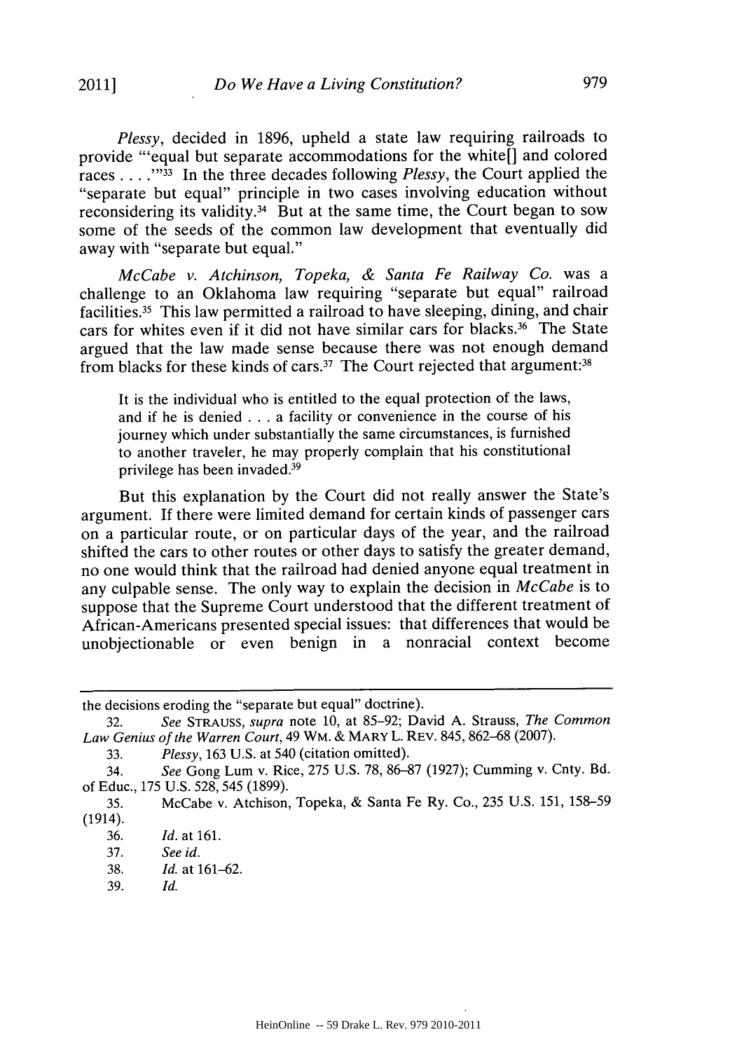*Plessy*, decided in 1896, upheld a state law requiring railroads to provide "'equal but separate accommodations for the white[] and colored races . . . .'"[33] In the three decades following *Plessy*, the Court applied the "separate but equal" principle in two cases involving education without reconsidering its validity.[34] But at the same time, the Court began to sow some of the seeds of the common law development that eventually did away with "separate but equal."

*McCabe v. Atchinson, Topeka, & Santa Fe Railway Co.* was a challenge to an Oklahoma law requiring "separate but equal" railroad facilities.[35] This law permitted a railroad to have sleeping, dining, and chair cars for whites even if it did not have similar cars for blacks.[36] The State argued that the law made sense because there was not enough demand from blacks for these kinds of cars.[37] The Court rejected that argument:[38]

> It is the individual who is entitled to the equal protection of the laws, and if he is denied . . . a facility or convenience in the course of his journey which under substantially the same circumstances, is furnished to another traveler, he may properly complain that his constitutional privilege has been invaded.[39]

But this explanation by the Court did not really answer the State's argument. If there were limited demand for certain kinds of passenger cars on a particular route, or on particular days of the year, and the railroad shifted the cars to other routes or other days to satisfy the greater demand, no one would think that the railroad had denied anyone equal treatment in any culpable sense. The only way to explain the decision in *McCabe* is to suppose that the Supreme Court understood that the different treatment of African-Americans presented special issues: that differences that would be unobjectionable or even benign in a nonracial context become

---

the decisions eroding the "separate but equal" doctrine).

32. *See* STRAUSS, *supra* note 10, at 85–92; David A. Strauss, *The Common Law Genius of the Warren Court*, 49 WM. & MARY L. REV. 845, 862–68 (2007).

33. *Plessy*, 163 U.S. at 540 (citation omitted).

34. *See* Gong Lum v. Rice, 275 U.S. 78, 86–87 (1927); Cumming v. Cnty. Bd. of Educ., 175 U.S. 528, 545 (1899).

35. McCabe v. Atchison, Topeka, & Santa Fe Ry. Co., 235 U.S. 151, 158–59 (1914).

36. *Id.* at 161.

37. *See id.*

38. *Id.* at 161–62.

39. *Id.*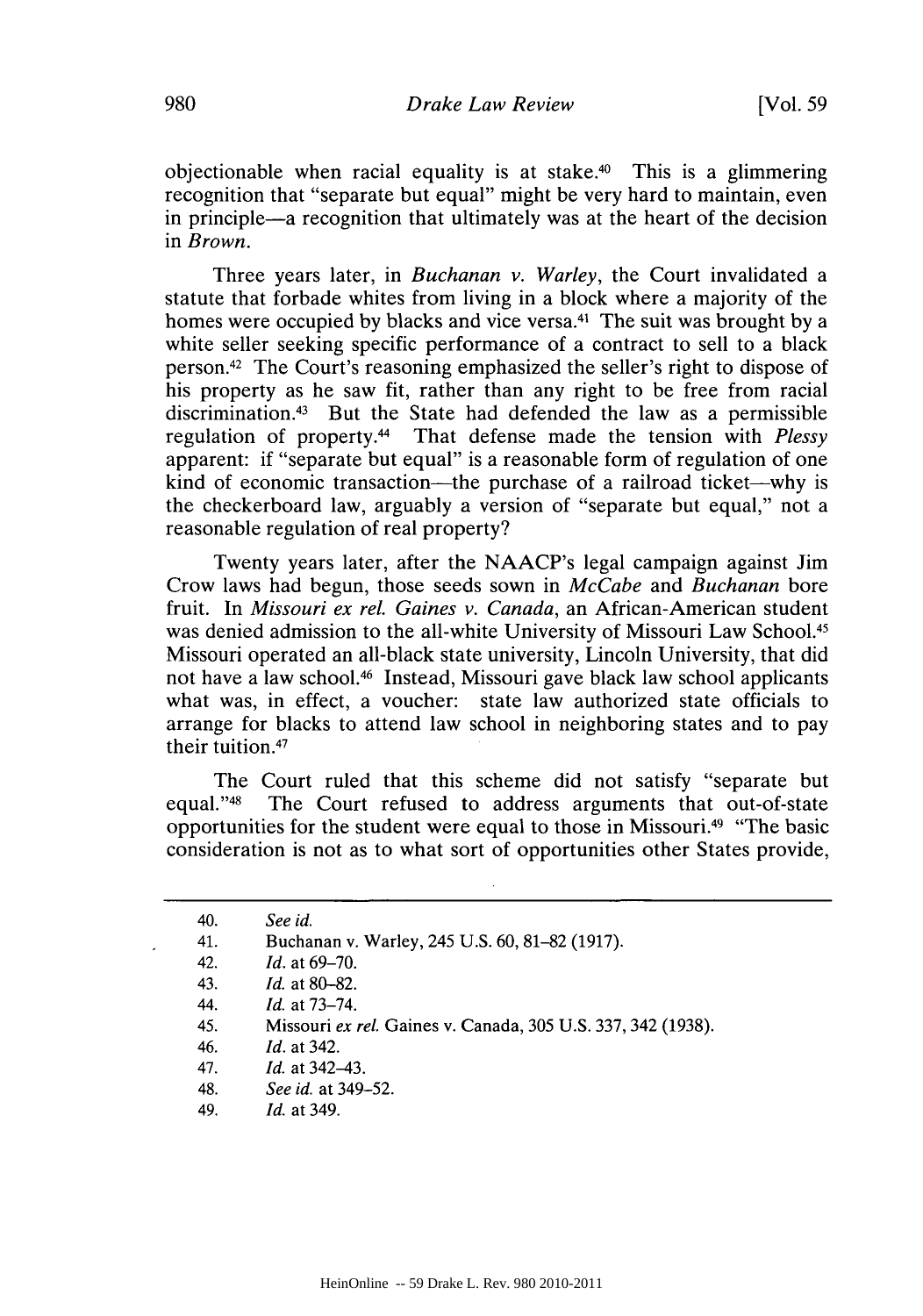objectionable when racial equality is at stake.[40] This is a glimmering recognition that "separate but equal" might be very hard to maintain, even in principle—a recognition that ultimately was at the heart of the decision in *Brown*.

Three years later, in *Buchanan v. Warley*, the Court invalidated a statute that forbade whites from living in a block where a majority of the homes were occupied by blacks and vice versa.[41] The suit was brought by a white seller seeking specific performance of a contract to sell to a black person.[42] The Court's reasoning emphasized the seller's right to dispose of his property as he saw fit, rather than any right to be free from racial discrimination.[43] But the State had defended the law as a permissible regulation of property.[44] That defense made the tension with *Plessy* apparent: if "separate but equal" is a reasonable form of regulation of one kind of economic transaction—the purchase of a railroad ticket—why is the checkerboard law, arguably a version of "separate but equal," not a reasonable regulation of real property?

Twenty years later, after the NAACP's legal campaign against Jim Crow laws had begun, those seeds sown in *McCabe* and *Buchanan* bore fruit. In *Missouri ex rel. Gaines v. Canada*, an African-American student was denied admission to the all-white University of Missouri Law School.[45] Missouri operated an all-black state university, Lincoln University, that did not have a law school.[46] Instead, Missouri gave black law school applicants what was, in effect, a voucher: state law authorized state officials to arrange for blacks to attend law school in neighboring states and to pay their tuition.[47]

The Court ruled that this scheme did not satisfy "separate but equal."[48] The Court refused to address arguments that out-of-state opportunities for the student were equal to those in Missouri.[49] "The basic consideration is not as to what sort of opportunities other States provide,

---

40. *See id.*
41. Buchanan v. Warley, 245 U.S. 60, 81–82 (1917).
42. *Id.* at 69–70.
43. *Id.* at 80–82.
44. *Id.* at 73–74.
45. Missouri *ex rel.* Gaines v. Canada, 305 U.S. 337, 342 (1938).
46. *Id.* at 342.
47. *Id.* at 342–43.
48. *See id.* at 349–52.
49. *Id.* at 349.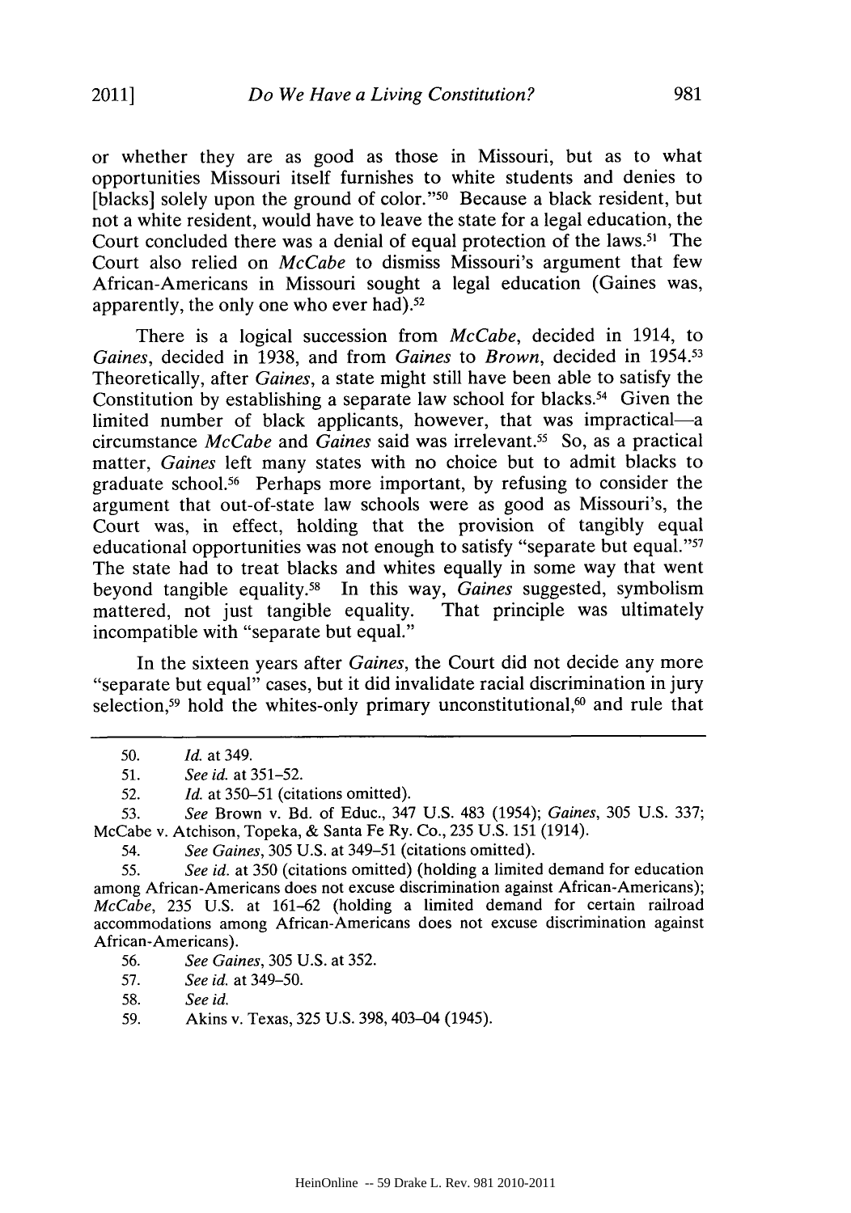or whether they are as good as those in Missouri, but as to what opportunities Missouri itself furnishes to white students and denies to [blacks] solely upon the ground of color."[50] Because a black resident, but not a white resident, would have to leave the state for a legal education, the Court concluded there was a denial of equal protection of the laws.[51] The Court also relied on *McCabe* to dismiss Missouri's argument that few African-Americans in Missouri sought a legal education (Gaines was, apparently, the only one who ever had).[52]

There is a logical succession from *McCabe*, decided in 1914, to *Gaines*, decided in 1938, and from *Gaines* to *Brown*, decided in 1954.[53] Theoretically, after *Gaines*, a state might still have been able to satisfy the Constitution by establishing a separate law school for blacks.[54] Given the limited number of black applicants, however, that was impractical—a circumstance *McCabe* and *Gaines* said was irrelevant.[55] So, as a practical matter, *Gaines* left many states with no choice but to admit blacks to graduate school.[56] Perhaps more important, by refusing to consider the argument that out-of-state law schools were as good as Missouri's, the Court was, in effect, holding that the provision of tangibly equal educational opportunities was not enough to satisfy "separate but equal."[57] The state had to treat blacks and whites equally in some way that went beyond tangible equality.[58] In this way, *Gaines* suggested, symbolism mattered, not just tangible equality. That principle was ultimately incompatible with "separate but equal."

In the sixteen years after *Gaines*, the Court did not decide any more "separate but equal" cases, but it did invalidate racial discrimination in jury selection,[59] hold the whites-only primary unconstitutional,[60] and rule that

---

50. *Id.* at 349.

51. *See id.* at 351–52.

52. *Id.* at 350–51 (citations omitted).

53. *See* Brown v. Bd. of Educ., 347 U.S. 483 (1954); *Gaines*, 305 U.S. 337; McCabe v. Atchison, Topeka, & Santa Fe Ry. Co., 235 U.S. 151 (1914).

54. *See Gaines*, 305 U.S. at 349–51 (citations omitted).

55. *See id.* at 350 (citations omitted) (holding a limited demand for education among African-Americans does not excuse discrimination against African-Americans); *McCabe*, 235 U.S. at 161–62 (holding a limited demand for certain railroad accommodations among African-Americans does not excuse discrimination against African-Americans).

56. *See Gaines*, 305 U.S. at 352.

57. *See id.* at 349–50.

58. *See id.*

59. Akins v. Texas, 325 U.S. 398, 403–04 (1945).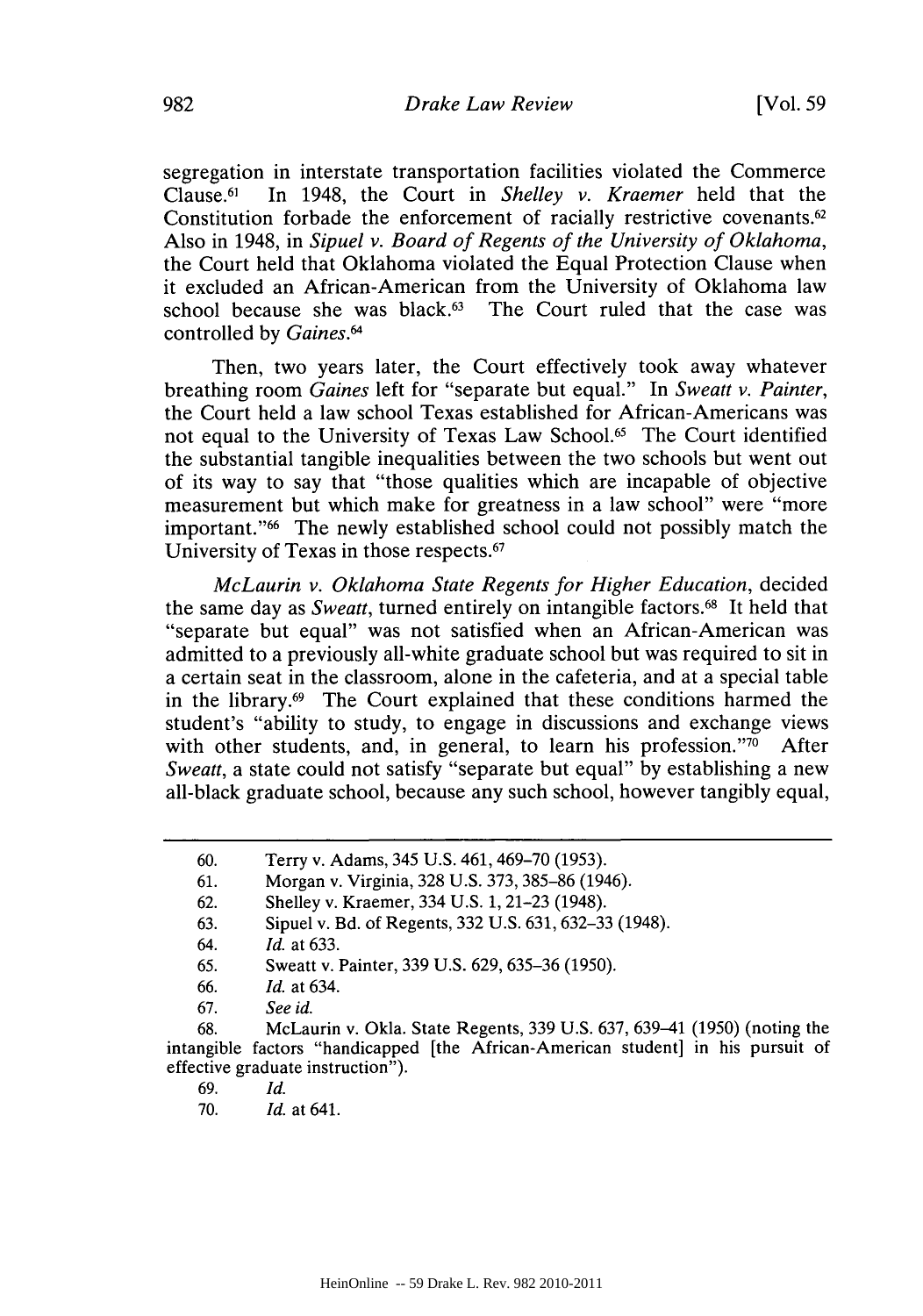segregation in interstate transportation facilities violated the Commerce Clause.[61] In 1948, the Court in *Shelley v. Kraemer* held that the Constitution forbade the enforcement of racially restrictive covenants.[62] Also in 1948, in *Sipuel v. Board of Regents of the University of Oklahoma*, the Court held that Oklahoma violated the Equal Protection Clause when it excluded an African-American from the University of Oklahoma law school because she was black.[63] The Court ruled that the case was controlled by *Gaines*.[64]

Then, two years later, the Court effectively took away whatever breathing room *Gaines* left for "separate but equal." In *Sweatt v. Painter*, the Court held a law school Texas established for African-Americans was not equal to the University of Texas Law School.[65] The Court identified the substantial tangible inequalities between the two schools but went out of its way to say that "those qualities which are incapable of objective measurement but which make for greatness in a law school" were "more important."[66] The newly established school could not possibly match the University of Texas in those respects.[67]

*McLaurin v. Oklahoma State Regents for Higher Education*, decided the same day as *Sweatt*, turned entirely on intangible factors.[68] It held that "separate but equal" was not satisfied when an African-American was admitted to a previously all-white graduate school but was required to sit in a certain seat in the classroom, alone in the cafeteria, and at a special table in the library.[69] The Court explained that these conditions harmed the student's "ability to study, to engage in discussions and exchange views with other students, and, in general, to learn his profession."[70] After *Sweatt*, a state could not satisfy "separate but equal" by establishing a new all-black graduate school, because any such school, however tangibly equal,

---

60. Terry v. Adams, 345 U.S. 461, 469–70 (1953).
61. Morgan v. Virginia, 328 U.S. 373, 385–86 (1946).
62. Shelley v. Kraemer, 334 U.S. 1, 21–23 (1948).
63. Sipuel v. Bd. of Regents, 332 U.S. 631, 632–33 (1948).
64. *Id.* at 633.
65. Sweatt v. Painter, 339 U.S. 629, 635–36 (1950).
66. *Id.* at 634.
67. *See id.*
68. McLaurin v. Okla. State Regents, 339 U.S. 637, 639–41 (1950) (noting the intangible factors "handicapped [the African-American student] in his pursuit of effective graduate instruction").
69. *Id.*
70. *Id.* at 641.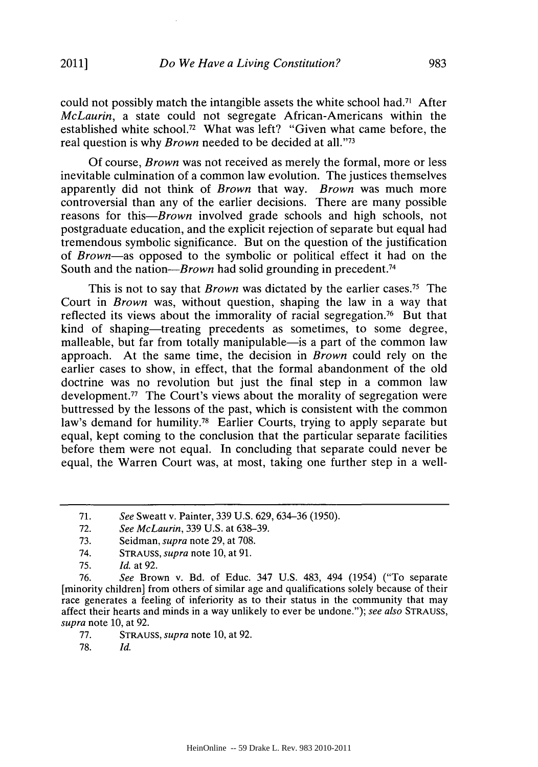could not possibly match the intangible assets the white school had.[71] After *McLaurin*, a state could not segregate African-Americans within the established white school.[72] What was left? "Given what came before, the real question is why *Brown* needed to be decided at all."[73]

Of course, *Brown* was not received as merely the formal, more or less inevitable culmination of a common law evolution. The justices themselves apparently did not think of *Brown* that way. *Brown* was much more controversial than any of the earlier decisions. There are many possible reasons for this—*Brown* involved grade schools and high schools, not postgraduate education, and the explicit rejection of separate but equal had tremendous symbolic significance. But on the question of the justification of *Brown*—as opposed to the symbolic or political effect it had on the South and the nation—*Brown* had solid grounding in precedent.[74]

This is not to say that *Brown* was dictated by the earlier cases.[75] The Court in *Brown* was, without question, shaping the law in a way that reflected its views about the immorality of racial segregation.[76] But that kind of shaping—treating precedents as sometimes, to some degree, malleable, but far from totally manipulable—is a part of the common law approach. At the same time, the decision in *Brown* could rely on the earlier cases to show, in effect, that the formal abandonment of the old doctrine was no revolution but just the final step in a common law development.[77] The Court's views about the morality of segregation were buttressed by the lessons of the past, which is consistent with the common law's demand for humility.[78] Earlier Courts, trying to apply separate but equal, kept coming to the conclusion that the particular separate facilities before them were not equal. In concluding that separate could never be equal, the Warren Court was, at most, taking one further step in a well-

---

71. *See* Sweatt v. Painter, 339 U.S. 629, 634–36 (1950).

72. *See McLaurin*, 339 U.S. at 638–39.

73. Seidman, *supra* note 29, at 708.

74. STRAUSS, *supra* note 10, at 91.

75. *Id.* at 92.

76. *See* Brown v. Bd. of Educ. 347 U.S. 483, 494 (1954) ("To separate [minority children] from others of similar age and qualifications solely because of their race generates a feeling of inferiority as to their status in the community that may affect their hearts and minds in a way unlikely to ever be undone."); *see also* STRAUSS, *supra* note 10, at 92.

77. STRAUSS, *supra* note 10, at 92.

78. *Id.*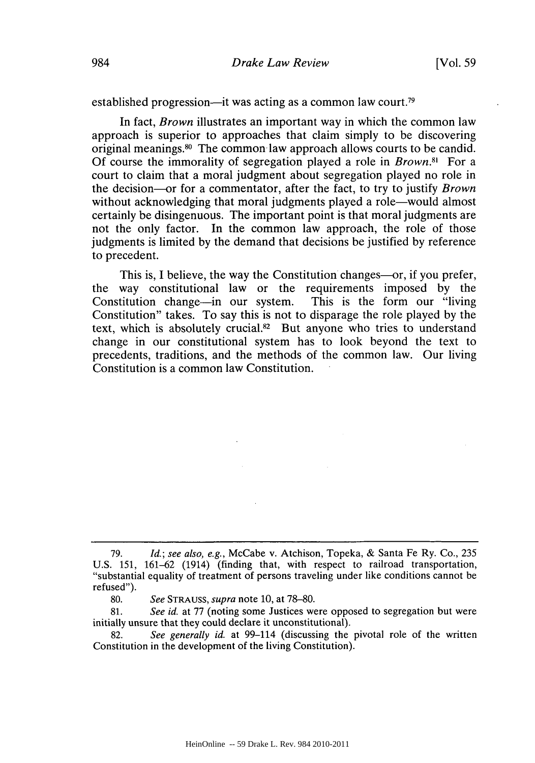established progression—it was acting as a common law court.[79]

In fact, *Brown* illustrates an important way in which the common law approach is superior to approaches that claim simply to be discovering original meanings.[80] The common law approach allows courts to be candid. Of course the immorality of segregation played a role in *Brown*.[81] For a court to claim that a moral judgment about segregation played no role in the decision—or for a commentator, after the fact, to try to justify *Brown* without acknowledging that moral judgments played a role—would almost certainly be disingenuous. The important point is that moral judgments are not the only factor. In the common law approach, the role of those judgments is limited by the demand that decisions be justified by reference to precedent.

This is, I believe, the way the Constitution changes—or, if you prefer, the way constitutional law or the requirements imposed by the Constitution change—in our system. This is the form our "living Constitution" takes. To say this is not to disparage the role played by the text, which is absolutely crucial.[82] But anyone who tries to understand change in our constitutional system has to look beyond the text to precedents, traditions, and the methods of the common law. Our living Constitution is a common law Constitution.

---

79. *Id.*; *see also, e.g.*, McCabe v. Atchison, Topeka, & Santa Fe Ry. Co., 235 U.S. 151, 161–62 (1914) (finding that, with respect to railroad transportation, "substantial equality of treatment of persons traveling under like conditions cannot be refused").

80. *See* STRAUSS, *supra* note 10, at 78–80.

81. *See id.* at 77 (noting some Justices were opposed to segregation but were initially unsure that they could declare it unconstitutional).

82. *See generally id.* at 99–114 (discussing the pivotal role of the written Constitution in the development of the living Constitution).